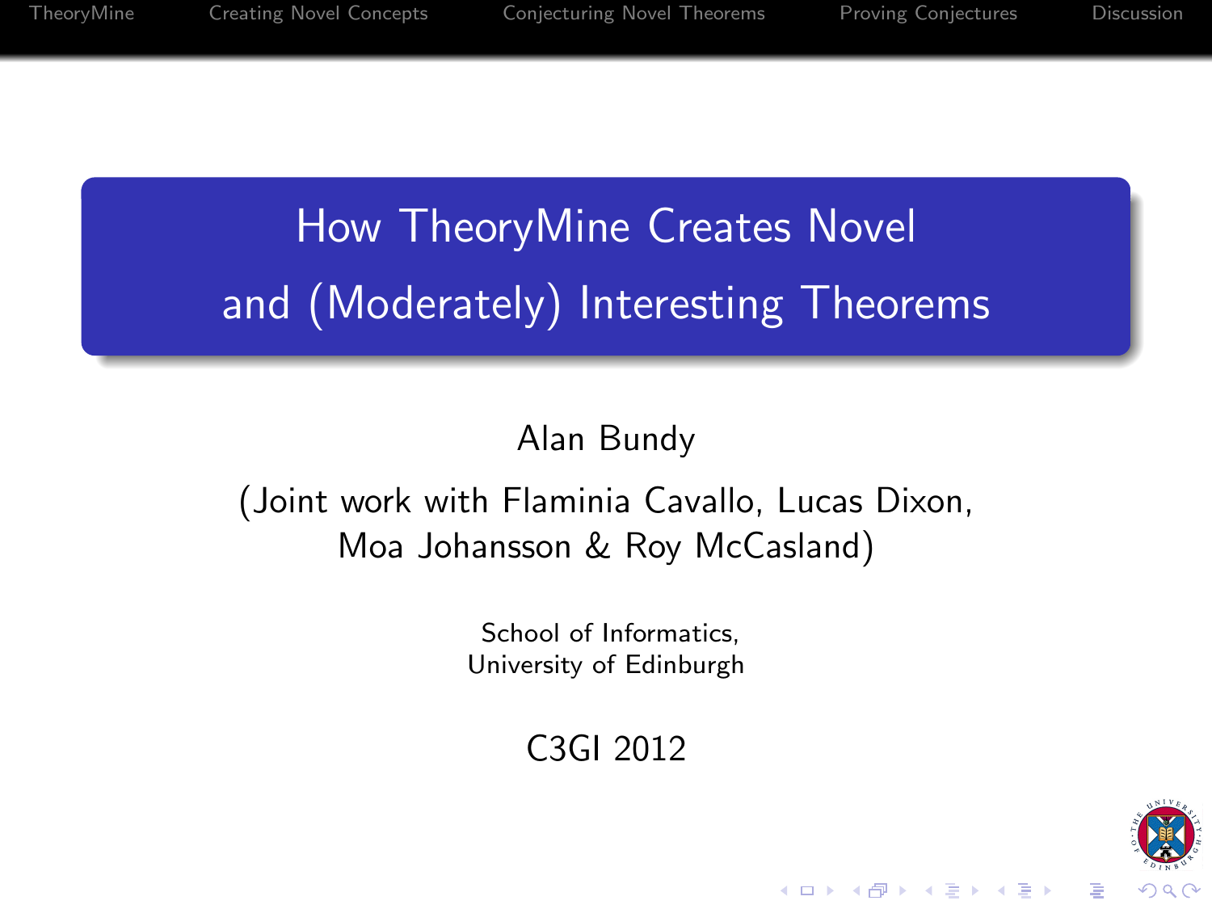# How TheoryMine Creates Novel and (Moderately) Interesting Theorems

Alan Bundy

(Joint work with Flaminia Cavallo, Lucas Dixon, Moa Johansson & Roy McCasland)

School of Informatics,
University of Edinburgh

C3GI 2012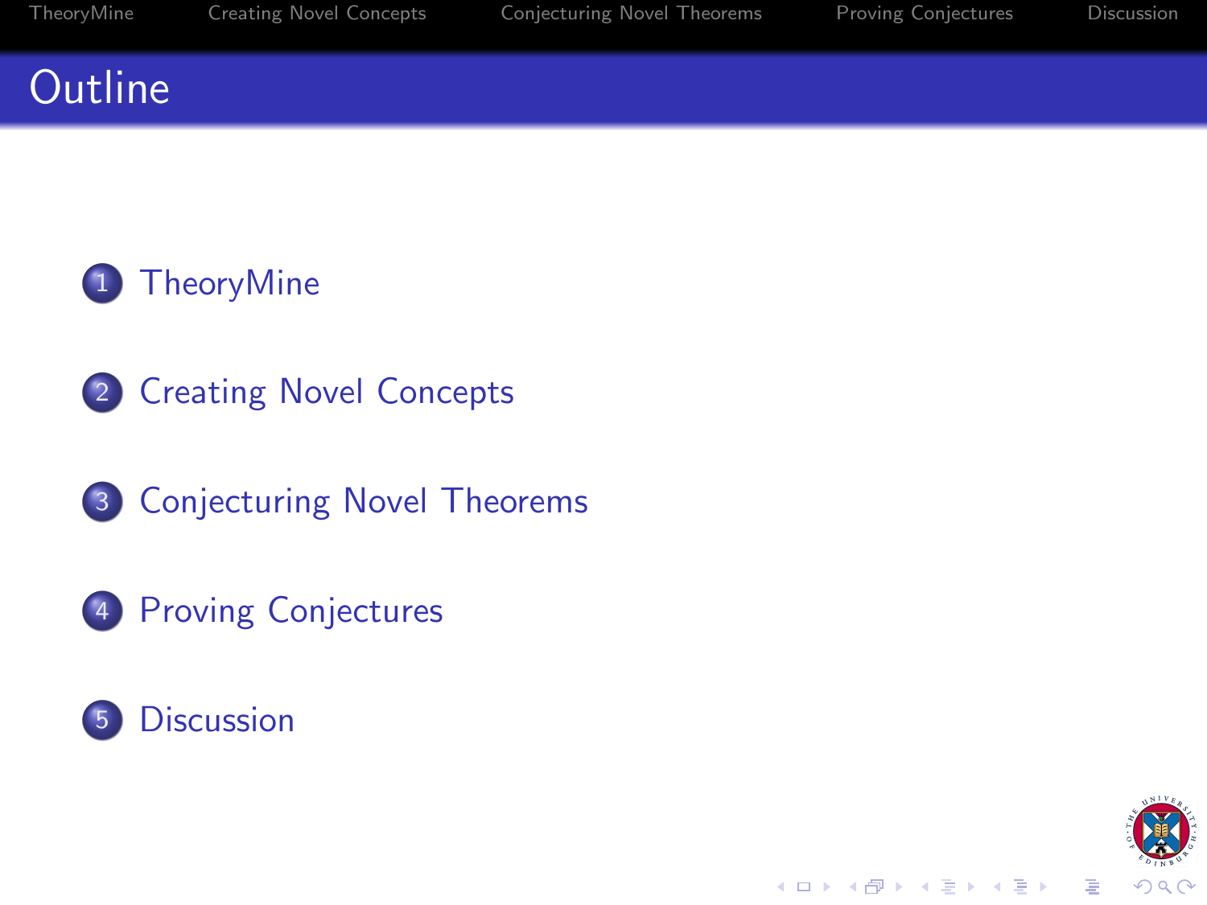# Outline

1. TheoryMine
2. Creating Novel Concepts
3. Conjecturing Novel Theorems
4. Proving Conjectures
5. Discussion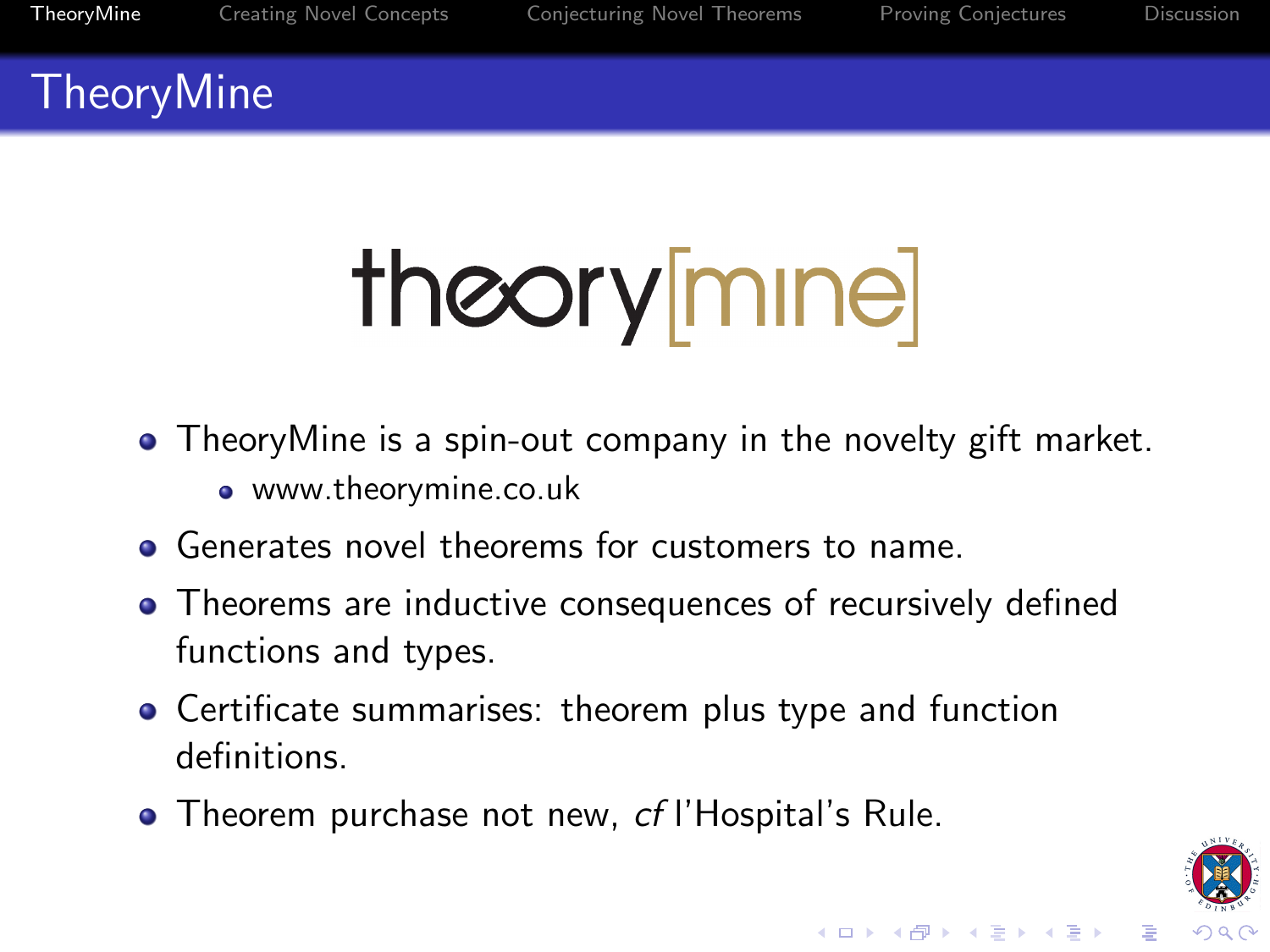# TheoryMine

theory[mine]

- TheoryMine is a spin-out company in the novelty gift market.
  - www.theorymine.co.uk
- Generates novel theorems for customers to name.
- Theorems are inductive consequences of recursively defined functions and types.
- Certificate summarises: theorem plus type and function definitions.
- Theorem purchase not new, *cf* l'Hospital's Rule.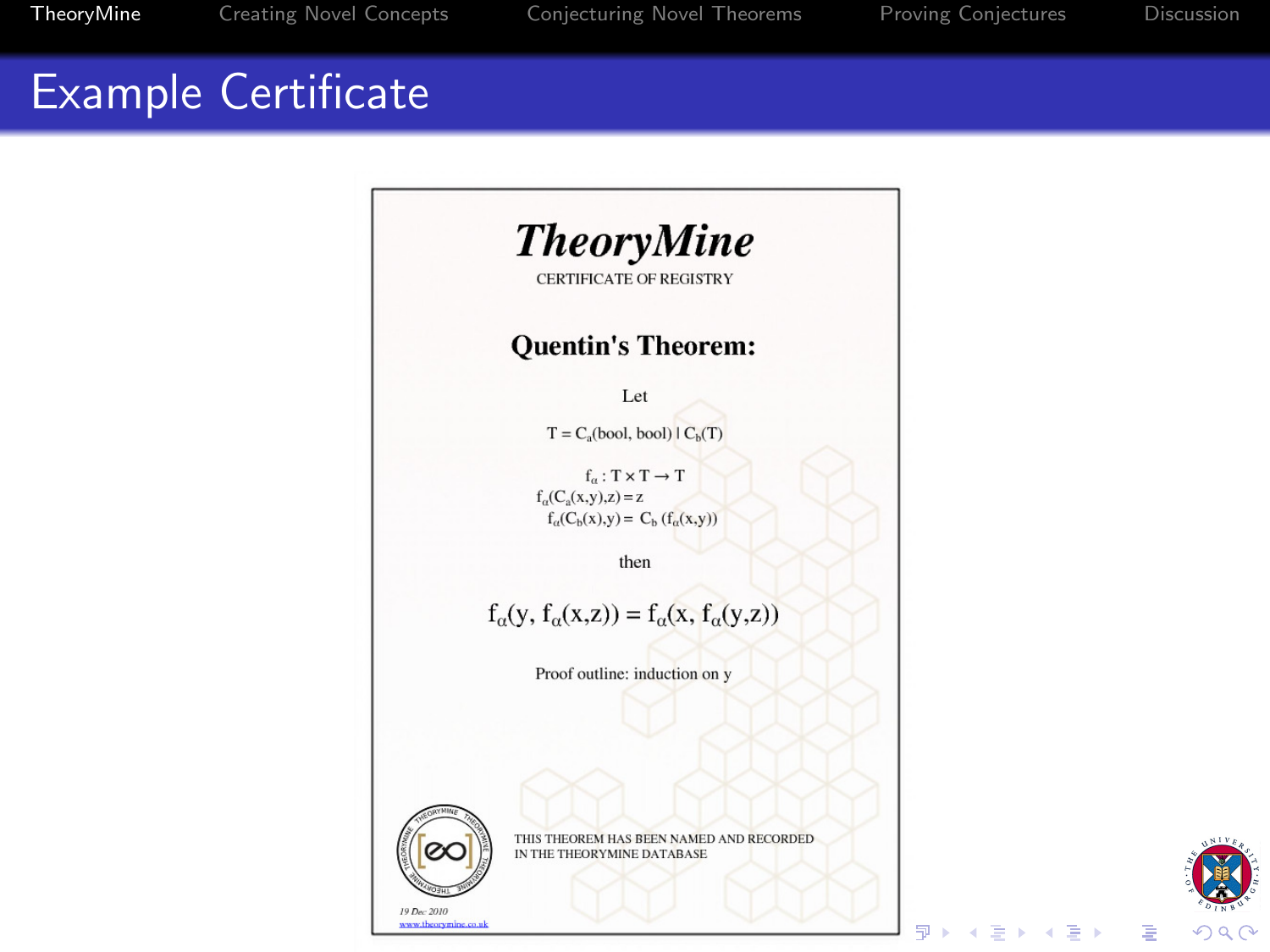# Example Certificate

## *TheoryMine*

CERTIFICATE OF REGISTRY

### Quentin's Theorem:

Let

$$T = C_a(\text{bool}, \text{bool}) \mid C_b(T)$$

$$f_\alpha : T \times T \to T$$
$$f_\alpha(C_a(x,y),z) = z$$
$$f_\alpha(C_b(x),y) = C_b\,(f_\alpha(x,y))$$

then

$$f_\alpha(y, f_\alpha(x,z)) = f_\alpha(x, f_\alpha(y,z))$$

Proof outline: induction on y

THIS THEOREM HAS BEEN NAMED AND RECORDED IN THE THEORYMINE DATABASE

19 Dec 2010

www.theorymine.co.uk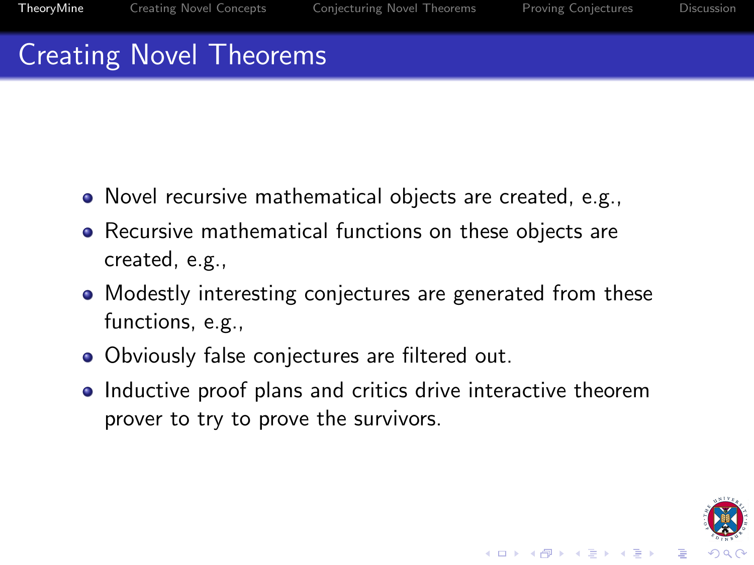# Creating Novel Theorems

- Novel recursive mathematical objects are created, e.g.,
- Recursive mathematical functions on these objects are created, e.g.,
- Modestly interesting conjectures are generated from these functions, e.g.,
- Obviously false conjectures are filtered out.
- Inductive proof plans and critics drive interactive theorem prover to try to prove the survivors.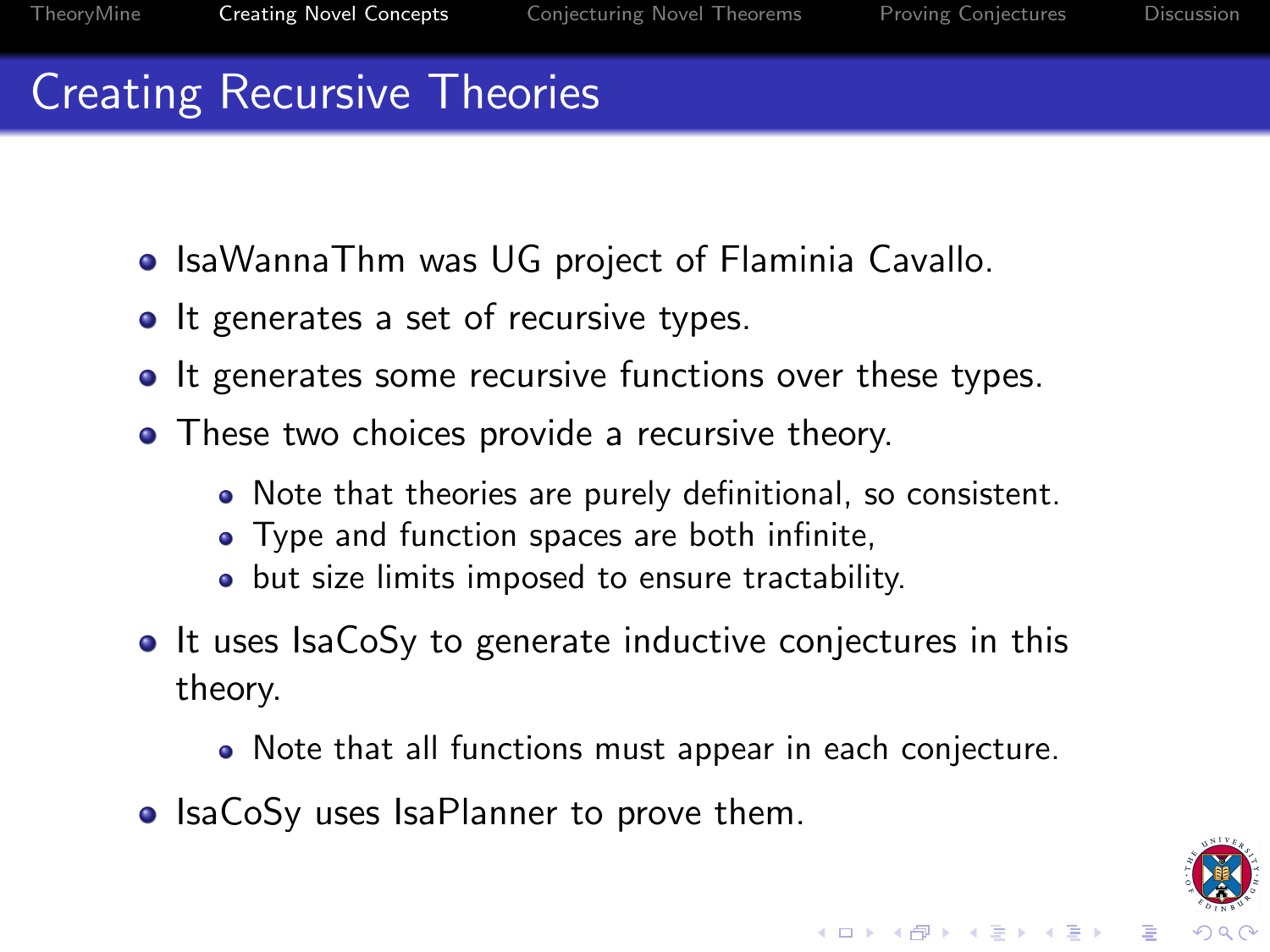# Creating Recursive Theories

- IsaWannaThm was UG project of Flaminia Cavallo.
- It generates a set of recursive types.
- It generates some recursive functions over these types.
- These two choices provide a recursive theory.
  - Note that theories are purely definitional, so consistent.
  - Type and function spaces are both infinite,
  - but size limits imposed to ensure tractability.
- It uses IsaCoSy to generate inductive conjectures in this theory.
  - Note that all functions must appear in each conjecture.
- IsaCoSy uses IsaPlanner to prove them.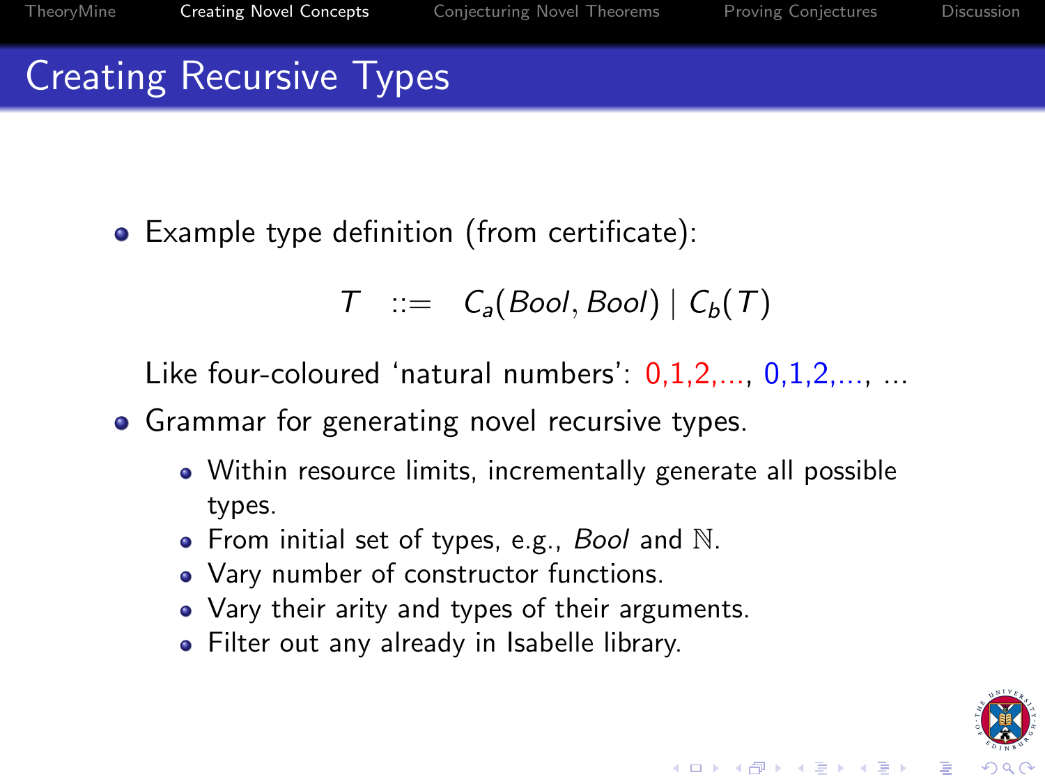# Creating Recursive Types

- Example type definition (from certificate):

$$T \quad ::= \quad C_a(Bool, Bool) \mid C_b(T)$$

  Like four-coloured 'natural numbers': 0,1,2,..., 0,1,2,..., ...

- Grammar for generating novel recursive types.
  - Within resource limits, incrementally generate all possible types.
  - From initial set of types, e.g., *Bool* and $\mathbb{N}$.
  - Vary number of constructor functions.
  - Vary their arity and types of their arguments.
  - Filter out any already in Isabelle library.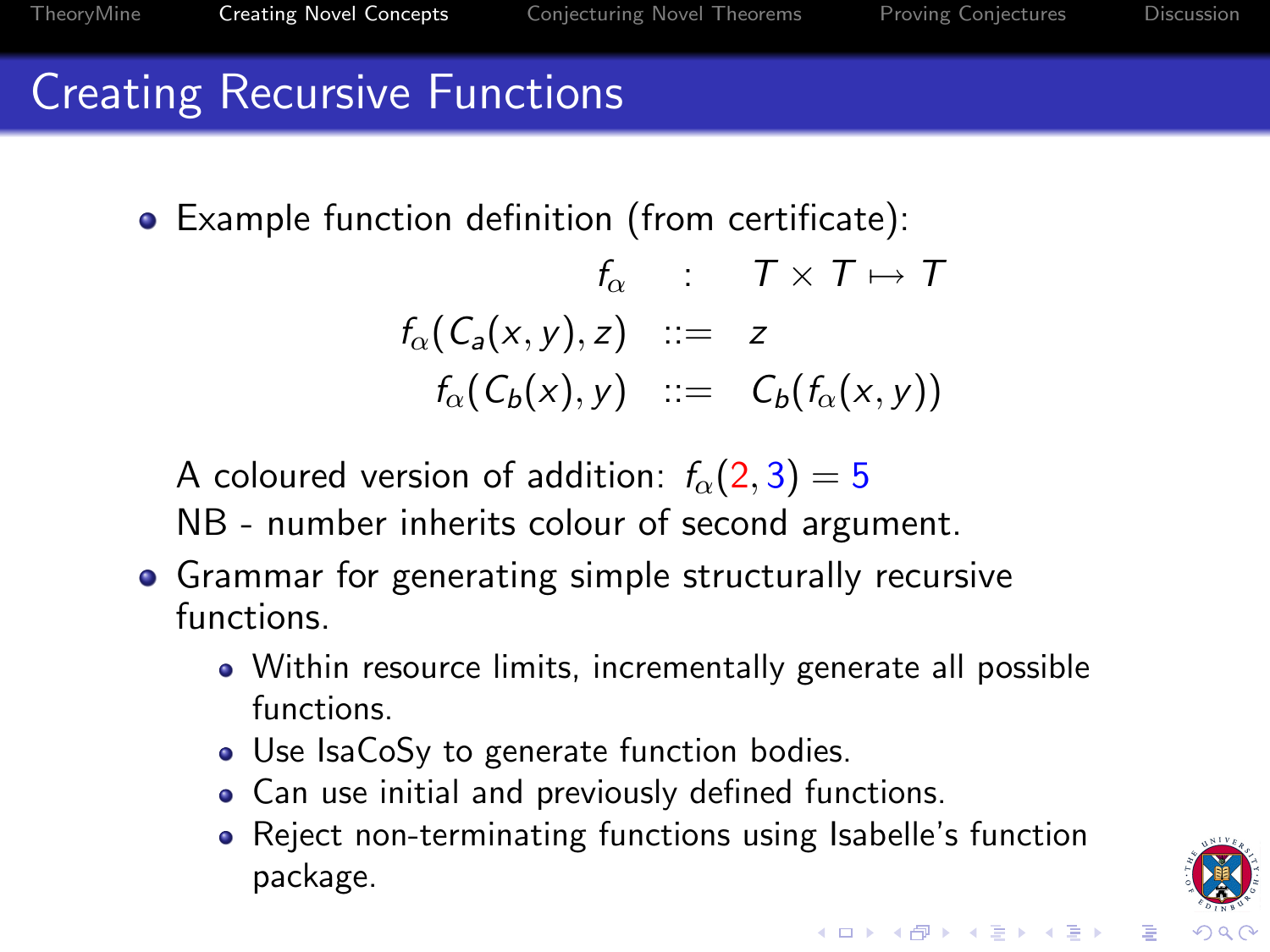# Creating Recursive Functions

- Example function definition (from certificate):

$$
\begin{aligned}
f_\alpha &: T \times T \mapsto T \\
f_\alpha(C_a(x, y), z) &::= z \\
f_\alpha(C_b(x), y) &::= C_b(f_\alpha(x, y))
\end{aligned}
$$

  A coloured version of addition: $f_\alpha(2, 3) = 5$
  NB - number inherits colour of second argument.

- Grammar for generating simple structurally recursive functions.
  - Within resource limits, incrementally generate all possible functions.
  - Use IsaCoSy to generate function bodies.
  - Can use initial and previously defined functions.
  - Reject non-terminating functions using Isabelle's function package.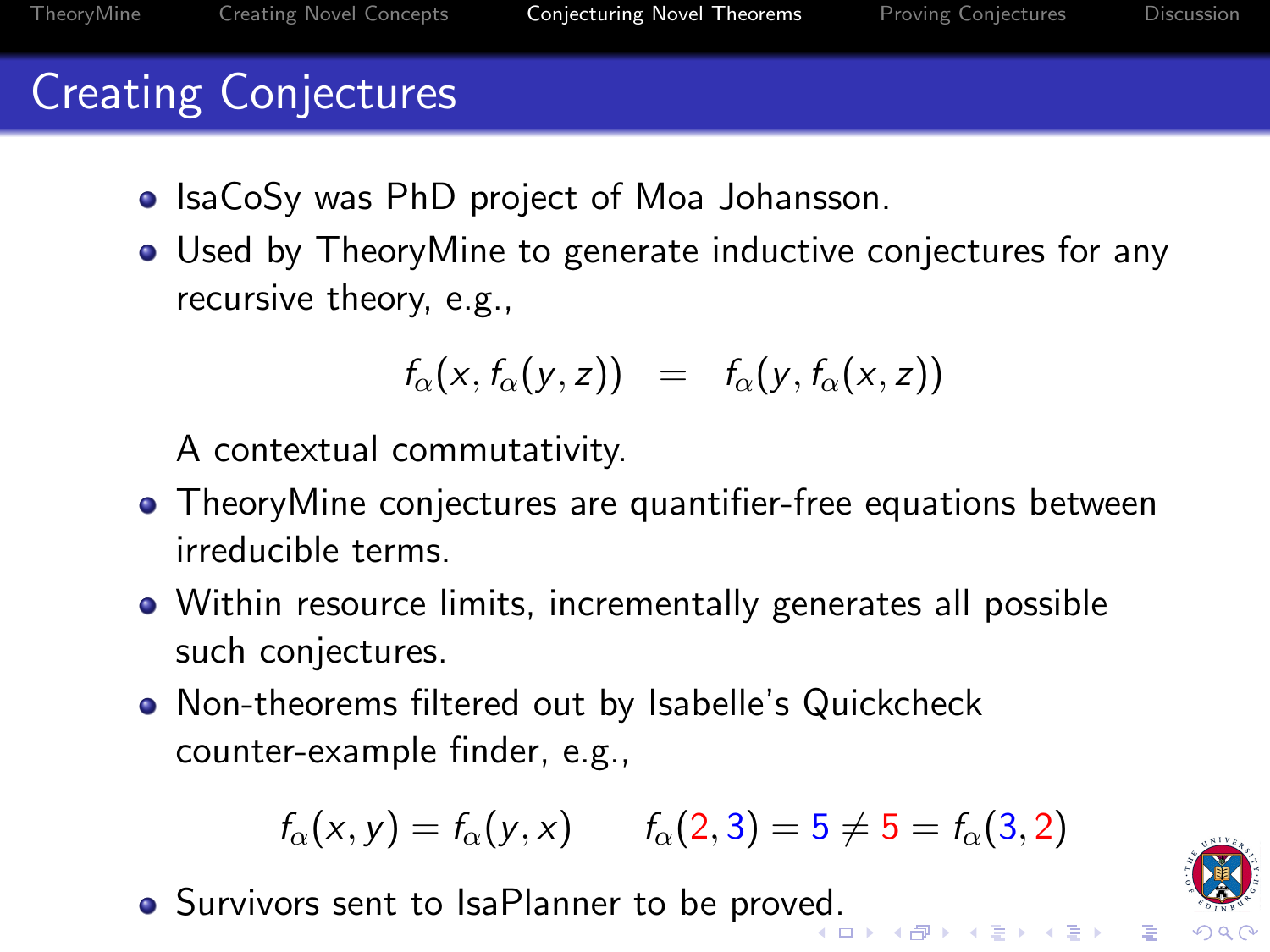## Creating Conjectures

- IsaCoSy was PhD project of Moa Johansson.
- Used by TheoryMine to generate inductive conjectures for any recursive theory, e.g.,

$$f_\alpha(x, f_\alpha(y, z)) \quad = \quad f_\alpha(y, f_\alpha(x, z))$$

  A contextual commutativity.
- TheoryMine conjectures are quantifier-free equations between irreducible terms.
- Within resource limits, incrementally generates all possible such conjectures.
- Non-theorems filtered out by Isabelle's Quickcheck counter-example finder, e.g.,

$$f_\alpha(x, y) = f_\alpha(y, x) \qquad f_\alpha(2, 3) = 5 \neq 5 = f_\alpha(3, 2)$$

- Survivors sent to IsaPlanner to be proved.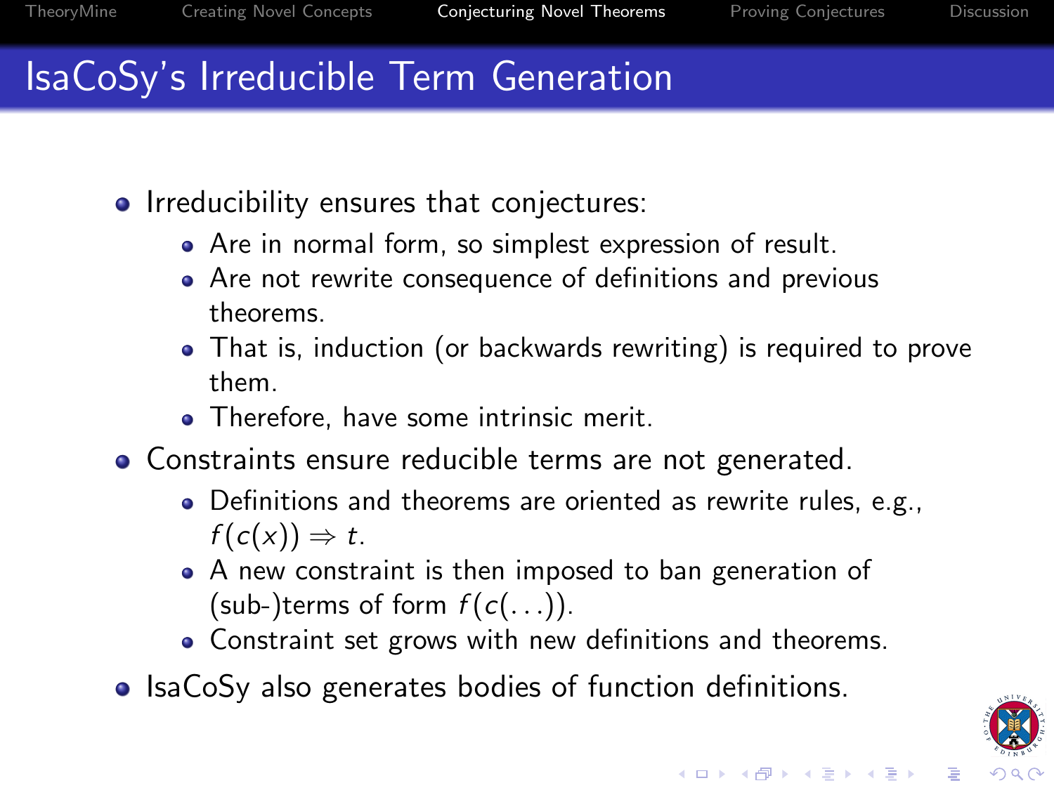# IsaCoSy's Irreducible Term Generation

- Irreducibility ensures that conjectures:
  - Are in normal form, so simplest expression of result.
  - Are not rewrite consequence of definitions and previous theorems.
  - That is, induction (or backwards rewriting) is required to prove them.
  - Therefore, have some intrinsic merit.
- Constraints ensure reducible terms are not generated.
  - Definitions and theorems are oriented as rewrite rules, e.g., $f(c(x)) \Rightarrow t$.
  - A new constraint is then imposed to ban generation of (sub-)terms of form $f(c(\ldots))$.
  - Constraint set grows with new definitions and theorems.
- IsaCoSy also generates bodies of function definitions.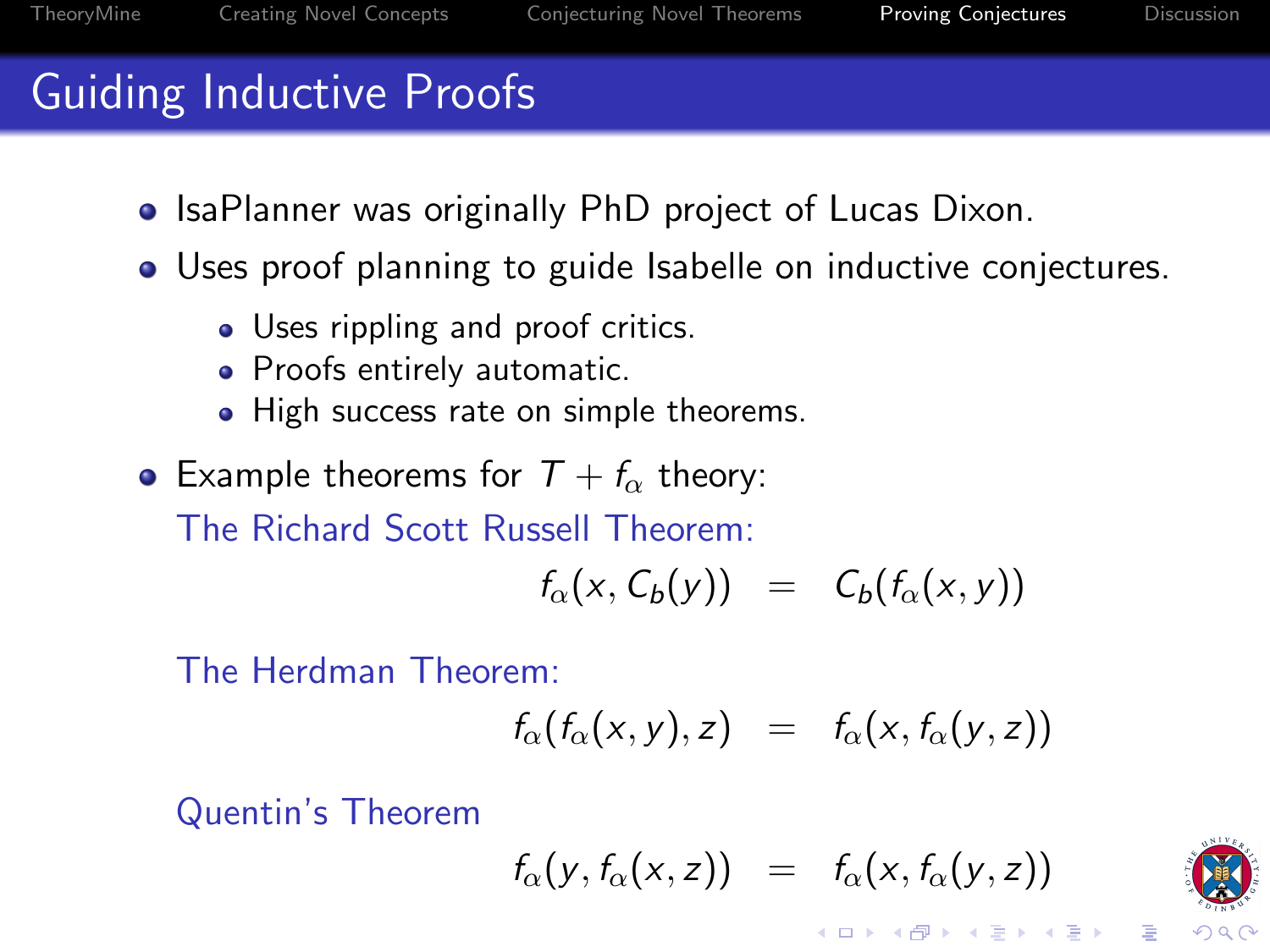# Guiding Inductive Proofs

- IsaPlanner was originally PhD project of Lucas Dixon.
- Uses proof planning to guide Isabelle on inductive conjectures.
  - Uses rippling and proof critics.
  - Proofs entirely automatic.
  - High success rate on simple theorems.
- Example theorems for $T + f_\alpha$ theory:

  The Richard Scott Russell Theorem:

  $$f_\alpha(x, C_b(y)) = C_b(f_\alpha(x, y))$$

  The Herdman Theorem:

  $$f_\alpha(f_\alpha(x, y), z) = f_\alpha(x, f_\alpha(y, z))$$

  Quentin's Theorem

  $$f_\alpha(y, f_\alpha(x, z)) = f_\alpha(x, f_\alpha(y, z))$$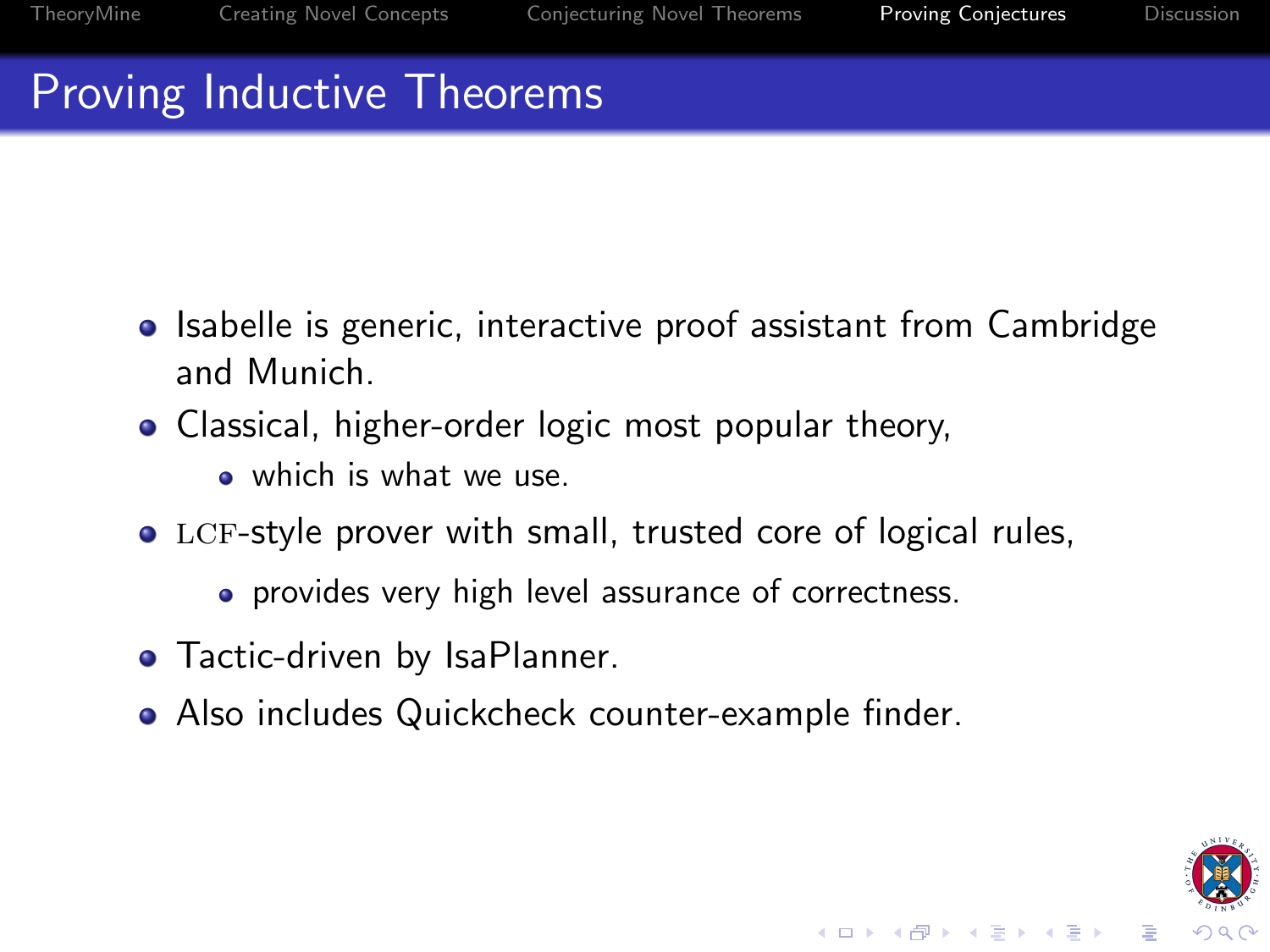# Proving Inductive Theorems

- Isabelle is generic, interactive proof assistant from Cambridge and Munich.
- Classical, higher-order logic most popular theory,
  - which is what we use.
- LCF-style prover with small, trusted core of logical rules,
  - provides very high level assurance of correctness.
- Tactic-driven by IsaPlanner.
- Also includes Quickcheck counter-example finder.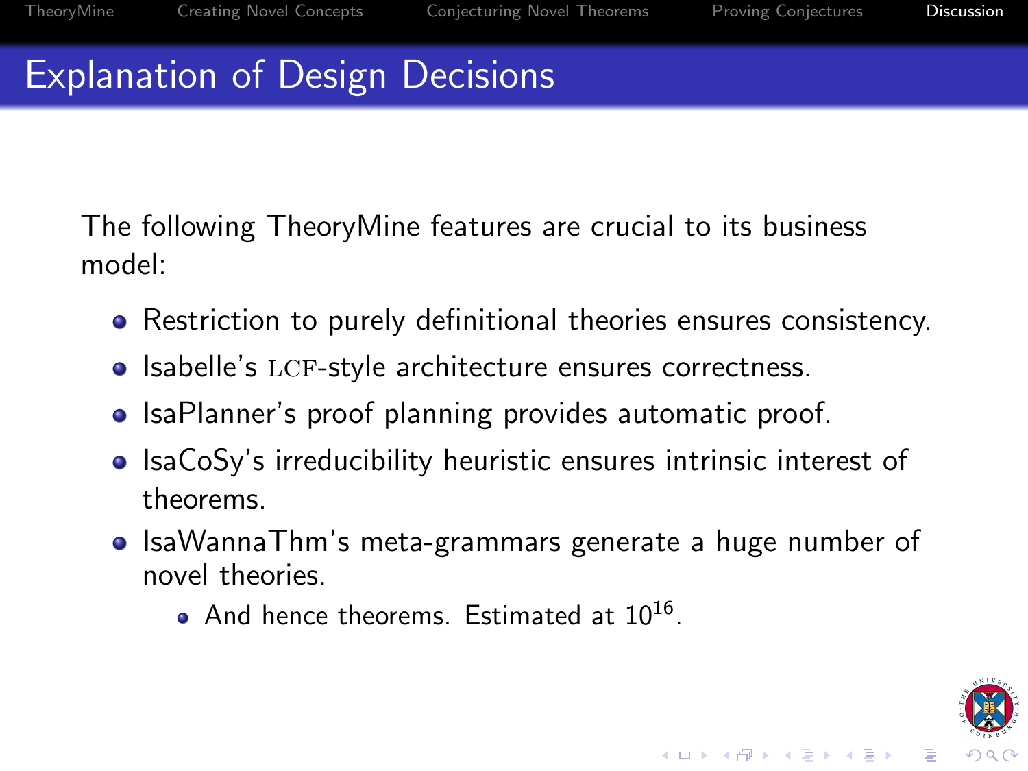# Explanation of Design Decisions

The following TheoryMine features are crucial to its business model:

- Restriction to purely definitional theories ensures consistency.
- Isabelle's LCF-style architecture ensures correctness.
- IsaPlanner's proof planning provides automatic proof.
- IsaCoSy's irreducibility heuristic ensures intrinsic interest of theorems.
- IsaWannaThm's meta-grammars generate a huge number of novel theories.
  - And hence theorems. Estimated at $10^{16}$.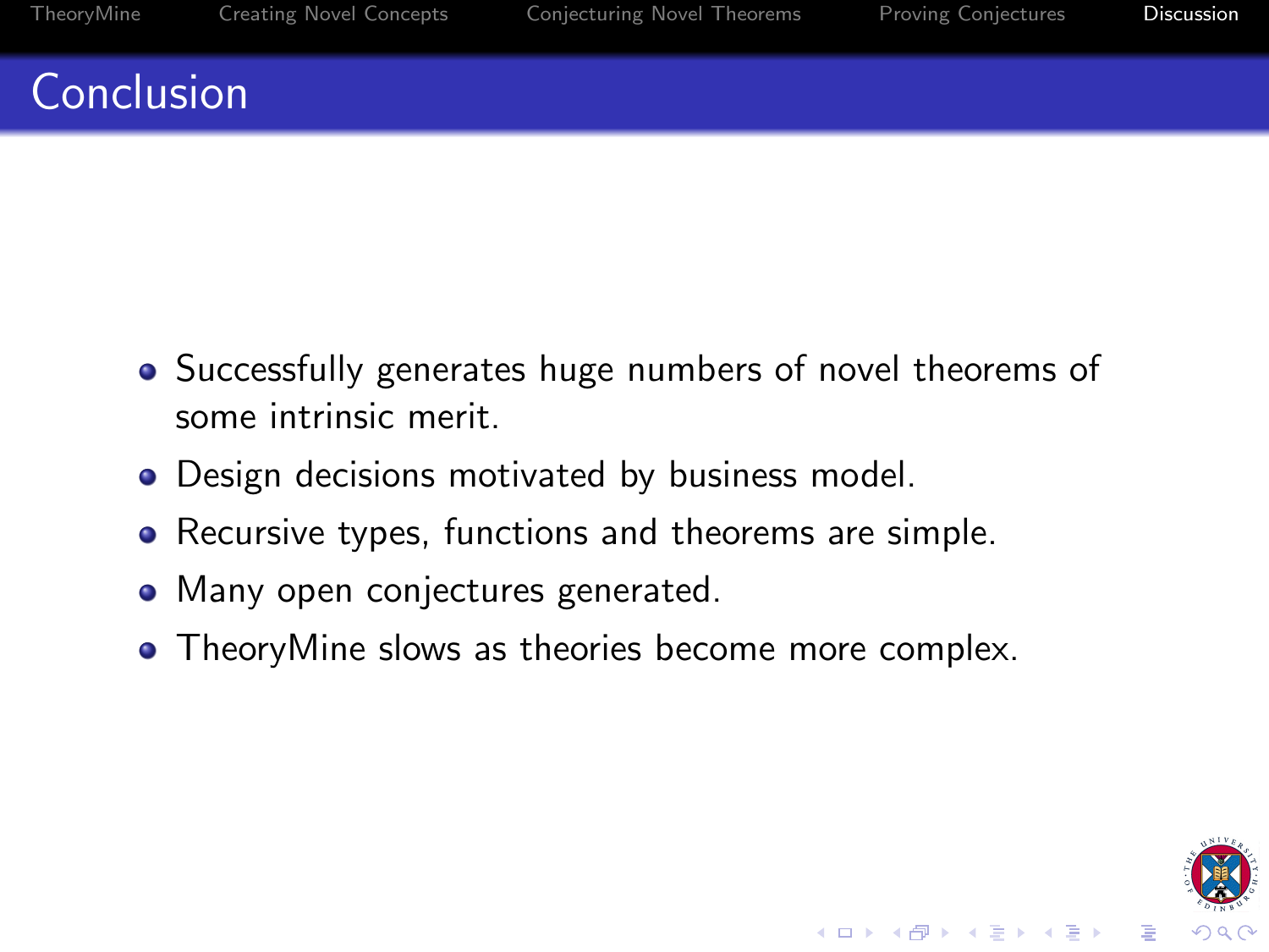# Conclusion

- Successfully generates huge numbers of novel theorems of some intrinsic merit.
- Design decisions motivated by business model.
- Recursive types, functions and theorems are simple.
- Many open conjectures generated.
- TheoryMine slows as theories become more complex.